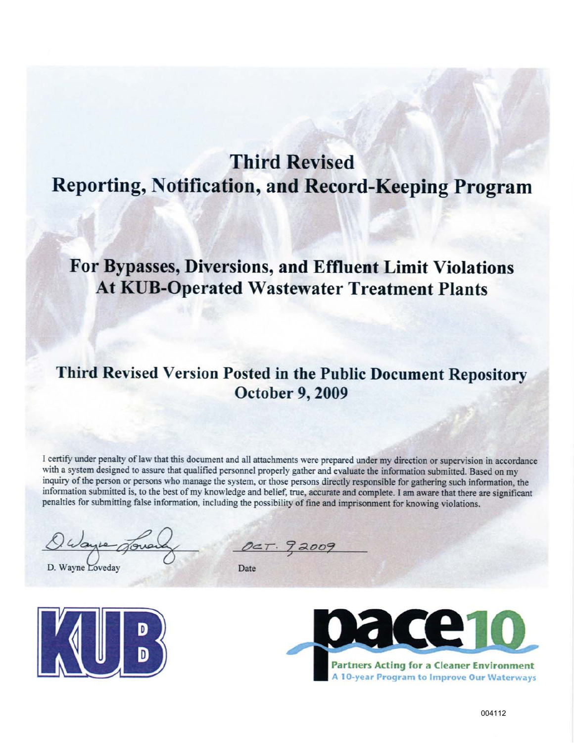# Third Revised

# Reporting, Notification, and Record-Keeping Program

## For Bypasses, Diversions, and Effluent Limit Violations At KUB-Operated Wastewater Treatment Plants

## Third Revised Version Posted in the Public Document Repository October 9, 2009

I certify under penalty of law that this document and all attachments were prepared under my direction or supervision in accordance with a system designed to assure that qualified personnel properly gather and evaluate the information submitted. Based on my inquiry of the person or persons who manage the system, or those persons directly responsible for gathering such information, the information submitted is, to the best of my knowledge and belief, true, accurate and complete. I am aware that there are significant penalties for submitting false information, including the possibility of fine and imprisonment for knowing violations.

D. Wayne Loveday

OCT. 9 2009

Date

KUB

pace10

Partners Acting for a Cleaner Environment

A 10-year Program to Improve Our Waterways

004112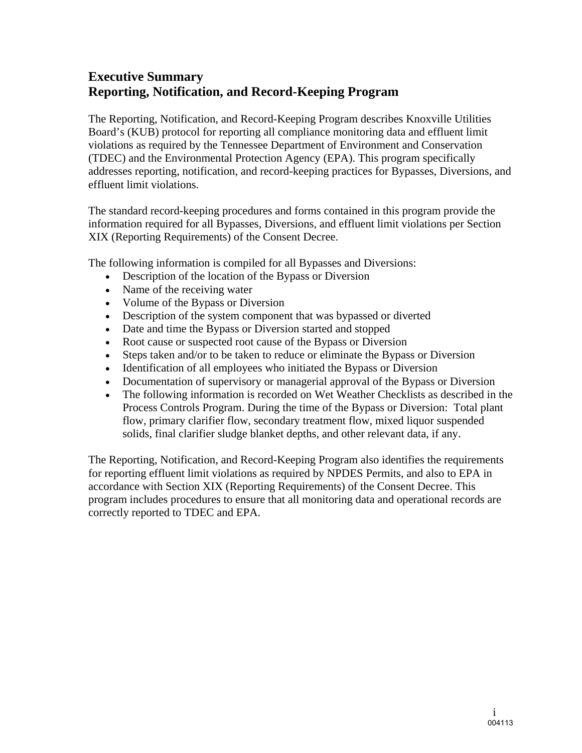# Executive Summary
# Reporting, Notification, and Record-Keeping Program

The Reporting, Notification, and Record-Keeping Program describes Knoxville Utilities Board's (KUB) protocol for reporting all compliance monitoring data and effluent limit violations as required by the Tennessee Department of Environment and Conservation (TDEC) and the Environmental Protection Agency (EPA). This program specifically addresses reporting, notification, and record-keeping practices for Bypasses, Diversions, and effluent limit violations.

The standard record-keeping procedures and forms contained in this program provide the information required for all Bypasses, Diversions, and effluent limit violations per Section XIX (Reporting Requirements) of the Consent Decree.

The following information is compiled for all Bypasses and Diversions:

- Description of the location of the Bypass or Diversion
- Name of the receiving water
- Volume of the Bypass or Diversion
- Description of the system component that was bypassed or diverted
- Date and time the Bypass or Diversion started and stopped
- Root cause or suspected root cause of the Bypass or Diversion
- Steps taken and/or to be taken to reduce or eliminate the Bypass or Diversion
- Identification of all employees who initiated the Bypass or Diversion
- Documentation of supervisory or managerial approval of the Bypass or Diversion
- The following information is recorded on Wet Weather Checklists as described in the Process Controls Program. During the time of the Bypass or Diversion: Total plant flow, primary clarifier flow, secondary treatment flow, mixed liquor suspended solids, final clarifier sludge blanket depths, and other relevant data, if any.

The Reporting, Notification, and Record-Keeping Program also identifies the requirements for reporting effluent limit violations as required by NPDES Permits, and also to EPA in accordance with Section XIX (Reporting Requirements) of the Consent Decree. This program includes procedures to ensure that all monitoring data and operational records are correctly reported to TDEC and EPA.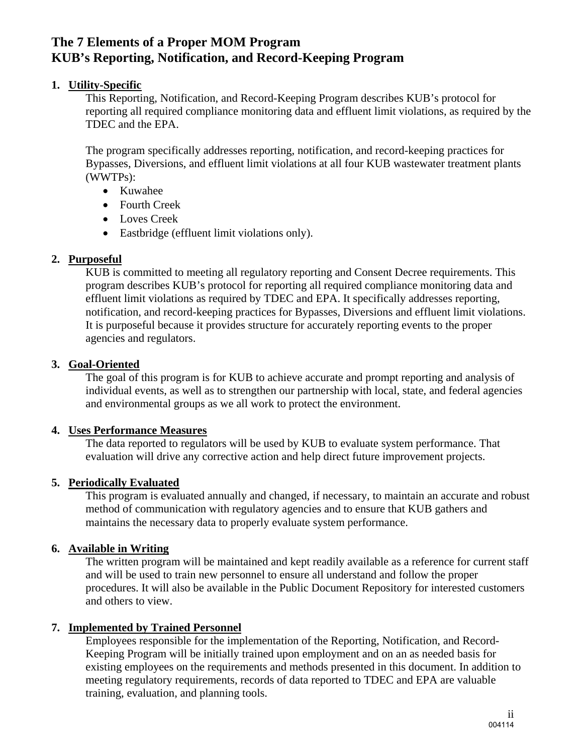# The 7 Elements of a Proper MOM Program
# KUB's Reporting, Notification, and Record-Keeping Program

1. **Utility-Specific**

   This Reporting, Notification, and Record-Keeping Program describes KUB's protocol for reporting all required compliance monitoring data and effluent limit violations, as required by the TDEC and the EPA.

   The program specifically addresses reporting, notification, and record-keeping practices for Bypasses, Diversions, and effluent limit violations at all four KUB wastewater treatment plants (WWTPs):

   - Kuwahee
   - Fourth Creek
   - Loves Creek
   - Eastbridge (effluent limit violations only).

2. **Purposeful**

   KUB is committed to meeting all regulatory reporting and Consent Decree requirements. This program describes KUB's protocol for reporting all required compliance monitoring data and effluent limit violations as required by TDEC and EPA. It specifically addresses reporting, notification, and record-keeping practices for Bypasses, Diversions and effluent limit violations. It is purposeful because it provides structure for accurately reporting events to the proper agencies and regulators.

3. **Goal-Oriented**

   The goal of this program is for KUB to achieve accurate and prompt reporting and analysis of individual events, as well as to strengthen our partnership with local, state, and federal agencies and environmental groups as we all work to protect the environment.

4. **Uses Performance Measures**

   The data reported to regulators will be used by KUB to evaluate system performance. That evaluation will drive any corrective action and help direct future improvement projects.

5. **Periodically Evaluated**

   This program is evaluated annually and changed, if necessary, to maintain an accurate and robust method of communication with regulatory agencies and to ensure that KUB gathers and maintains the necessary data to properly evaluate system performance.

6. **Available in Writing**

   The written program will be maintained and kept readily available as a reference for current staff and will be used to train new personnel to ensure all understand and follow the proper procedures. It will also be available in the Public Document Repository for interested customers and others to view.

7. **Implemented by Trained Personnel**

   Employees responsible for the implementation of the Reporting, Notification, and Record-Keeping Program will be initially trained upon employment and on an as needed basis for existing employees on the requirements and methods presented in this document. In addition to meeting regulatory requirements, records of data reported to TDEC and EPA are valuable training, evaluation, and planning tools.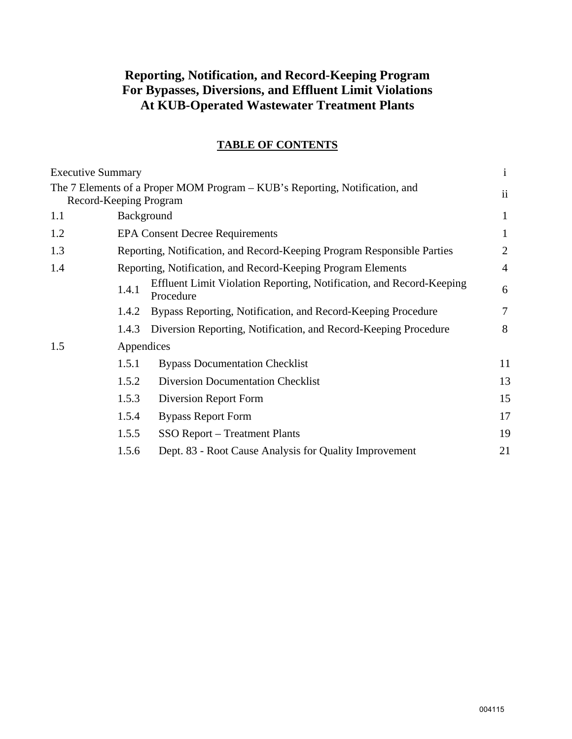# Reporting, Notification, and Record-Keeping Program For Bypasses, Diversions, and Effluent Limit Violations At KUB-Operated Wastewater Treatment Plants

## TABLE OF CONTENTS

| | | |
|---|---|---|
| Executive Summary | | i |
| The 7 Elements of a Proper MOM Program – KUB's Reporting, Notification, and Record-Keeping Program | | ii |
| 1.1 | Background | 1 |
| 1.2 | EPA Consent Decree Requirements | 1 |
| 1.3 | Reporting, Notification, and Record-Keeping Program Responsible Parties | 2 |
| 1.4 | Reporting, Notification, and Record-Keeping Program Elements | 4 |
| | 1.4.1 Effluent Limit Violation Reporting, Notification, and Record-Keeping Procedure | 6 |
| | 1.4.2 Bypass Reporting, Notification, and Record-Keeping Procedure | 7 |
| | 1.4.3 Diversion Reporting, Notification, and Record-Keeping Procedure | 8 |
| 1.5 | Appendices | |
| | 1.5.1 Bypass Documentation Checklist | 11 |
| | 1.5.2 Diversion Documentation Checklist | 13 |
| | 1.5.3 Diversion Report Form | 15 |
| | 1.5.4 Bypass Report Form | 17 |
| | 1.5.5 SSO Report – Treatment Plants | 19 |
| | 1.5.6 Dept. 83 - Root Cause Analysis for Quality Improvement | 21 |

004115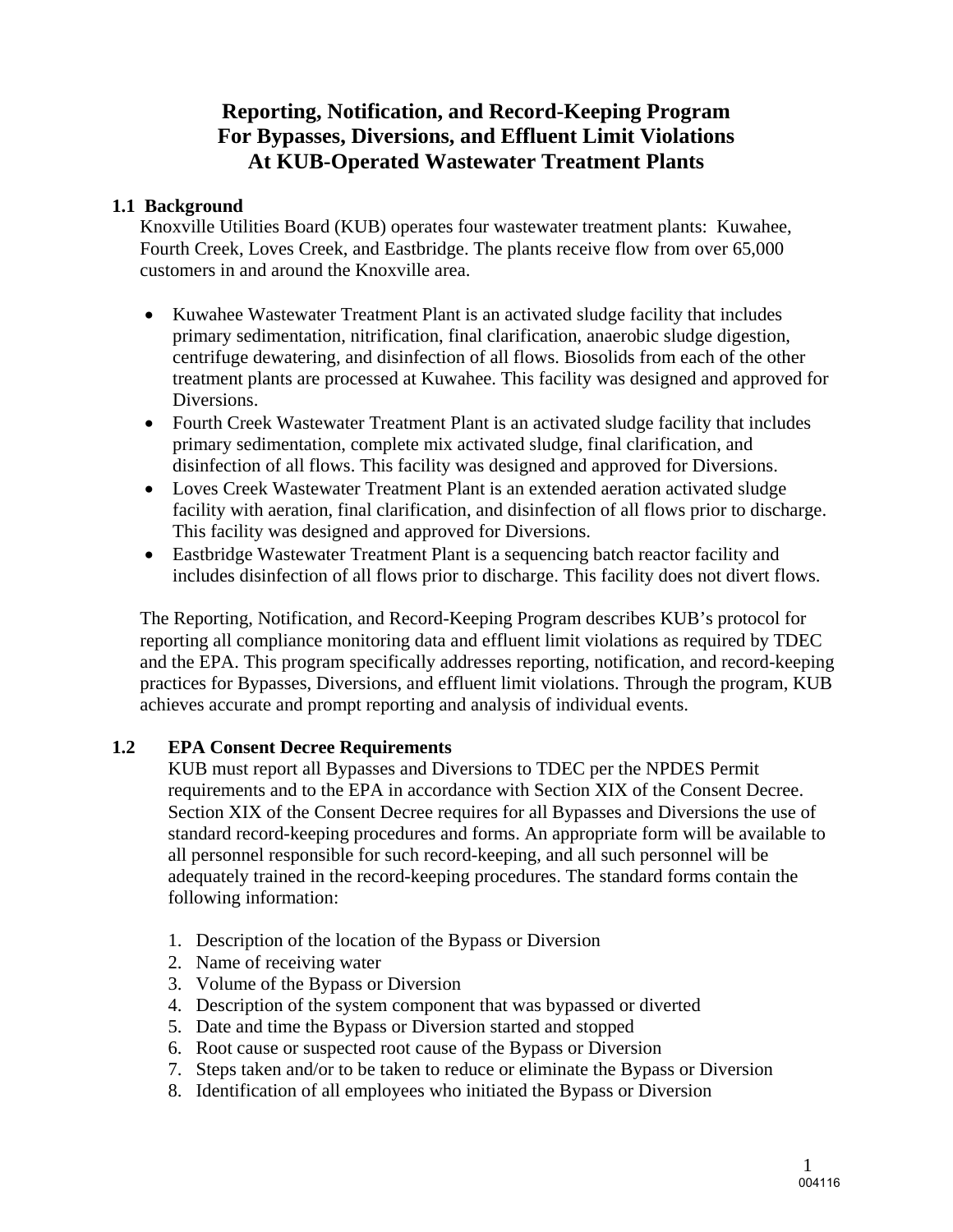# Reporting, Notification, and Record-Keeping Program For Bypasses, Diversions, and Effluent Limit Violations At KUB-Operated Wastewater Treatment Plants

## 1.1 Background

Knoxville Utilities Board (KUB) operates four wastewater treatment plants: Kuwahee, Fourth Creek, Loves Creek, and Eastbridge. The plants receive flow from over 65,000 customers in and around the Knoxville area.

- Kuwahee Wastewater Treatment Plant is an activated sludge facility that includes primary sedimentation, nitrification, final clarification, anaerobic sludge digestion, centrifuge dewatering, and disinfection of all flows. Biosolids from each of the other treatment plants are processed at Kuwahee. This facility was designed and approved for Diversions.
- Fourth Creek Wastewater Treatment Plant is an activated sludge facility that includes primary sedimentation, complete mix activated sludge, final clarification, and disinfection of all flows. This facility was designed and approved for Diversions.
- Loves Creek Wastewater Treatment Plant is an extended aeration activated sludge facility with aeration, final clarification, and disinfection of all flows prior to discharge. This facility was designed and approved for Diversions.
- Eastbridge Wastewater Treatment Plant is a sequencing batch reactor facility and includes disinfection of all flows prior to discharge. This facility does not divert flows.

The Reporting, Notification, and Record-Keeping Program describes KUB's protocol for reporting all compliance monitoring data and effluent limit violations as required by TDEC and the EPA. This program specifically addresses reporting, notification, and record-keeping practices for Bypasses, Diversions, and effluent limit violations. Through the program, KUB achieves accurate and prompt reporting and analysis of individual events.

## 1.2 EPA Consent Decree Requirements

KUB must report all Bypasses and Diversions to TDEC per the NPDES Permit requirements and to the EPA in accordance with Section XIX of the Consent Decree. Section XIX of the Consent Decree requires for all Bypasses and Diversions the use of standard record-keeping procedures and forms. An appropriate form will be available to all personnel responsible for such record-keeping, and all such personnel will be adequately trained in the record-keeping procedures. The standard forms contain the following information:

1. Description of the location of the Bypass or Diversion
2. Name of receiving water
3. Volume of the Bypass or Diversion
4. Description of the system component that was bypassed or diverted
5. Date and time the Bypass or Diversion started and stopped
6. Root cause or suspected root cause of the Bypass or Diversion
7. Steps taken and/or to be taken to reduce or eliminate the Bypass or Diversion
8. Identification of all employees who initiated the Bypass or Diversion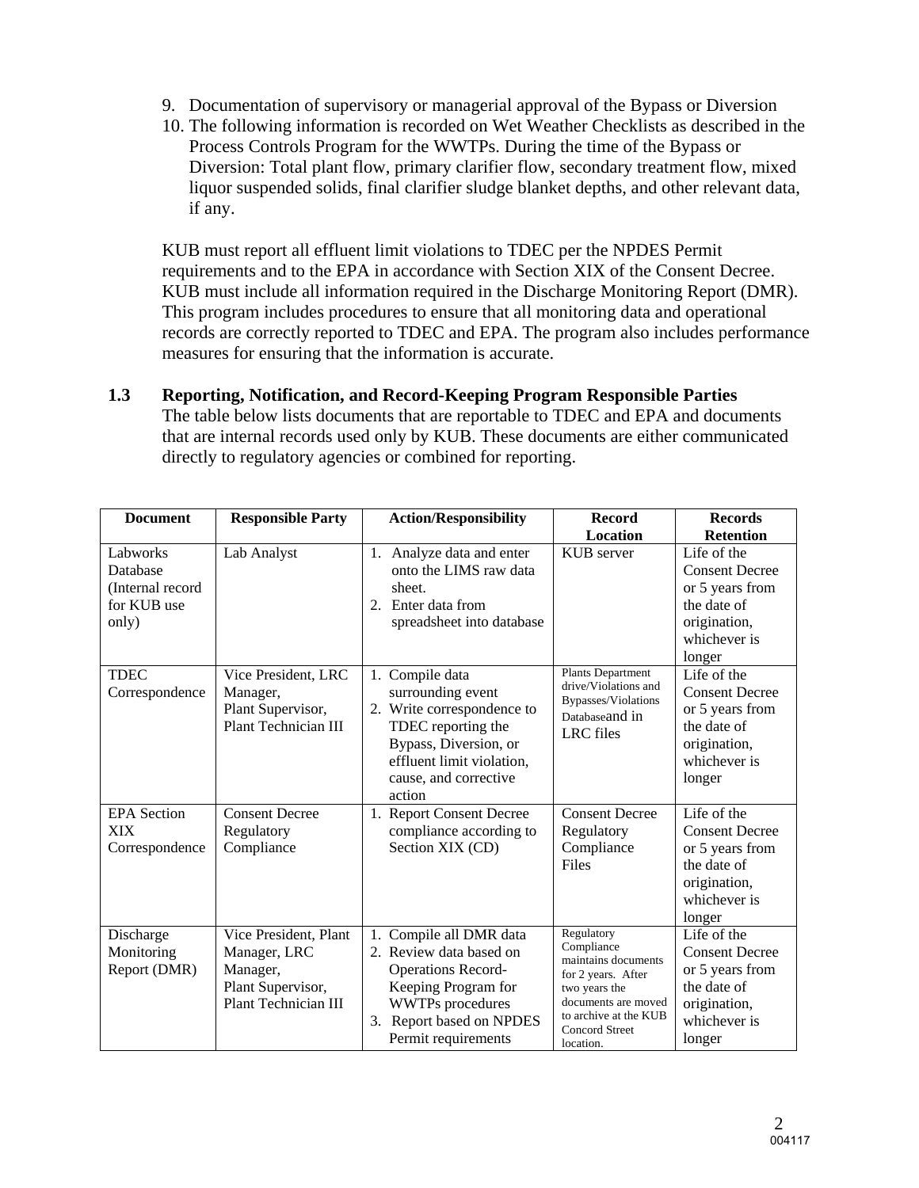9. Documentation of supervisory or managerial approval of the Bypass or Diversion
10. The following information is recorded on Wet Weather Checklists as described in the Process Controls Program for the WWTPs. During the time of the Bypass or Diversion: Total plant flow, primary clarifier flow, secondary treatment flow, mixed liquor suspended solids, final clarifier sludge blanket depths, and other relevant data, if any.

KUB must report all effluent limit violations to TDEC per the NPDES Permit requirements and to the EPA in accordance with Section XIX of the Consent Decree. KUB must include all information required in the Discharge Monitoring Report (DMR). This program includes procedures to ensure that all monitoring data and operational records are correctly reported to TDEC and EPA. The program also includes performance measures for ensuring that the information is accurate.

### 1.3 Reporting, Notification, and Record-Keeping Program Responsible Parties

The table below lists documents that are reportable to TDEC and EPA and documents that are internal records used only by KUB. These documents are either communicated directly to regulatory agencies or combined for reporting.

| Document | Responsible Party | Action/Responsibility | Record Location | Records Retention |
|---|---|---|---|---|
| Labworks Database (Internal record for KUB use only) | Lab Analyst | 1. Analyze data and enter onto the LIMS raw data sheet.<br>2. Enter data from spreadsheet into database | KUB server | Life of the Consent Decree or 5 years from the date of origination, whichever is longer |
| TDEC Correspondence | Vice President, LRC Manager, Plant Supervisor, Plant Technician III | 1. Compile data surrounding event<br>2. Write correspondence to TDEC reporting the Bypass, Diversion, or effluent limit violation, cause, and corrective action | Plants Department drive/Violations and Bypasses/Violations Databaseand in LRC files | Life of the Consent Decree or 5 years from the date of origination, whichever is longer |
| EPA Section XIX Correspondence | Consent Decree Regulatory Compliance | 1. Report Consent Decree compliance according to Section XIX (CD) | Consent Decree Regulatory Compliance Files | Life of the Consent Decree or 5 years from the date of origination, whichever is longer |
| Discharge Monitoring Report (DMR) | Vice President, Plant Manager, LRC Manager, Plant Supervisor, Plant Technician III | 1. Compile all DMR data<br>2. Review data based on Operations Record-Keeping Program for WWTPs procedures<br>3. Report based on NPDES Permit requirements | Regulatory Compliance maintains documents for 2 years. After two years the documents are moved to archive at the KUB Concord Street location. | Life of the Consent Decree or 5 years from the date of origination, whichever is longer |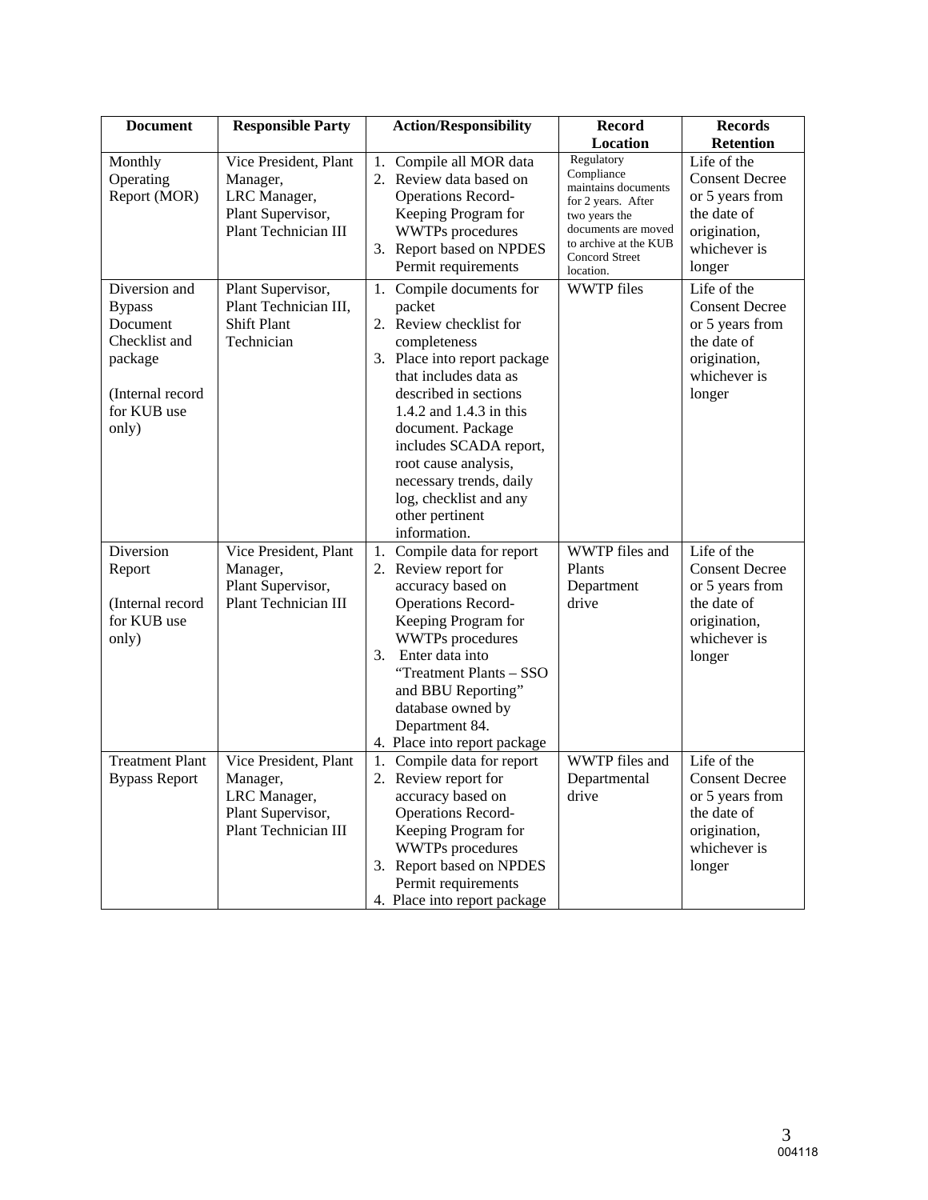| Document | Responsible Party | Action/Responsibility | Record Location | Records Retention |
|---|---|---|---|---|
| Monthly Operating Report (MOR) | Vice President, Plant Manager, LRC Manager, Plant Supervisor, Plant Technician III | 1. Compile all MOR data<br>2. Review data based on Operations Record-Keeping Program for WWTPs procedures<br>3. Report based on NPDES Permit requirements | Regulatory Compliance maintains documents for 2 years. After two years the documents are moved to archive at the KUB Concord Street location. | Life of the Consent Decree or 5 years from the date of origination, whichever is longer |
| Diversion and Bypass Document Checklist and package<br><br>(Internal record for KUB use only) | Plant Supervisor, Plant Technician III, Shift Plant Technician | 1. Compile documents for packet<br>2. Review checklist for completeness<br>3. Place into report package that includes data as described in sections 1.4.2 and 1.4.3 in this document. Package includes SCADA report, root cause analysis, necessary trends, daily log, checklist and any other pertinent information. | WWTP files | Life of the Consent Decree or 5 years from the date of origination, whichever is longer |
| Diversion Report<br><br>(Internal record for KUB use only) | Vice President, Plant Manager, Plant Supervisor, Plant Technician III | 1. Compile data for report<br>2. Review report for accuracy based on Operations Record-Keeping Program for WWTPs procedures<br>3. Enter data into "Treatment Plants – SSO and BBU Reporting" database owned by Department 84.<br>4. Place into report package | WWTP files and Plants Department drive | Life of the Consent Decree or 5 years from the date of origination, whichever is longer |
| Treatment Plant Bypass Report | Vice President, Plant Manager, LRC Manager, Plant Supervisor, Plant Technician III | 1. Compile data for report<br>2. Review report for accuracy based on Operations Record-Keeping Program for WWTPs procedures<br>3. Report based on NPDES Permit requirements<br>4. Place into report package | WWTP files and Departmental drive | Life of the Consent Decree or 5 years from the date of origination, whichever is longer |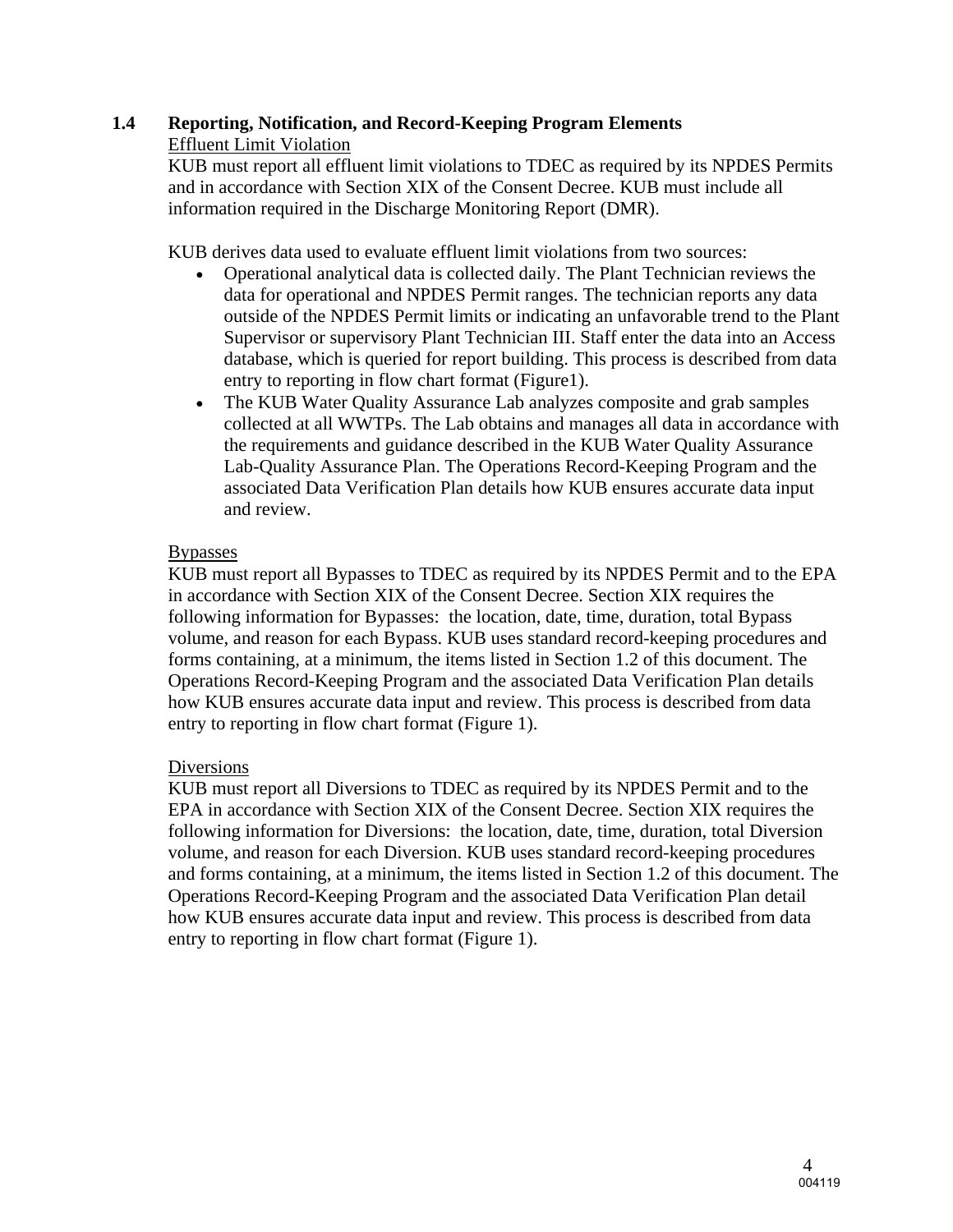## 1.4 Reporting, Notification, and Record-Keeping Program Elements

Effluent Limit Violation

KUB must report all effluent limit violations to TDEC as required by its NPDES Permits and in accordance with Section XIX of the Consent Decree. KUB must include all information required in the Discharge Monitoring Report (DMR).

KUB derives data used to evaluate effluent limit violations from two sources:

- Operational analytical data is collected daily. The Plant Technician reviews the data for operational and NPDES Permit ranges. The technician reports any data outside of the NPDES Permit limits or indicating an unfavorable trend to the Plant Supervisor or supervisory Plant Technician III. Staff enter the data into an Access database, which is queried for report building. This process is described from data entry to reporting in flow chart format (Figure1).
- The KUB Water Quality Assurance Lab analyzes composite and grab samples collected at all WWTPs. The Lab obtains and manages all data in accordance with the requirements and guidance described in the KUB Water Quality Assurance Lab-Quality Assurance Plan. The Operations Record-Keeping Program and the associated Data Verification Plan details how KUB ensures accurate data input and review.

Bypasses

KUB must report all Bypasses to TDEC as required by its NPDES Permit and to the EPA in accordance with Section XIX of the Consent Decree. Section XIX requires the following information for Bypasses: the location, date, time, duration, total Bypass volume, and reason for each Bypass. KUB uses standard record-keeping procedures and forms containing, at a minimum, the items listed in Section 1.2 of this document. The Operations Record-Keeping Program and the associated Data Verification Plan details how KUB ensures accurate data input and review. This process is described from data entry to reporting in flow chart format (Figure 1).

Diversions

KUB must report all Diversions to TDEC as required by its NPDES Permit and to the EPA in accordance with Section XIX of the Consent Decree. Section XIX requires the following information for Diversions: the location, date, time, duration, total Diversion volume, and reason for each Diversion. KUB uses standard record-keeping procedures and forms containing, at a minimum, the items listed in Section 1.2 of this document. The Operations Record-Keeping Program and the associated Data Verification Plan detail how KUB ensures accurate data input and review. This process is described from data entry to reporting in flow chart format (Figure 1).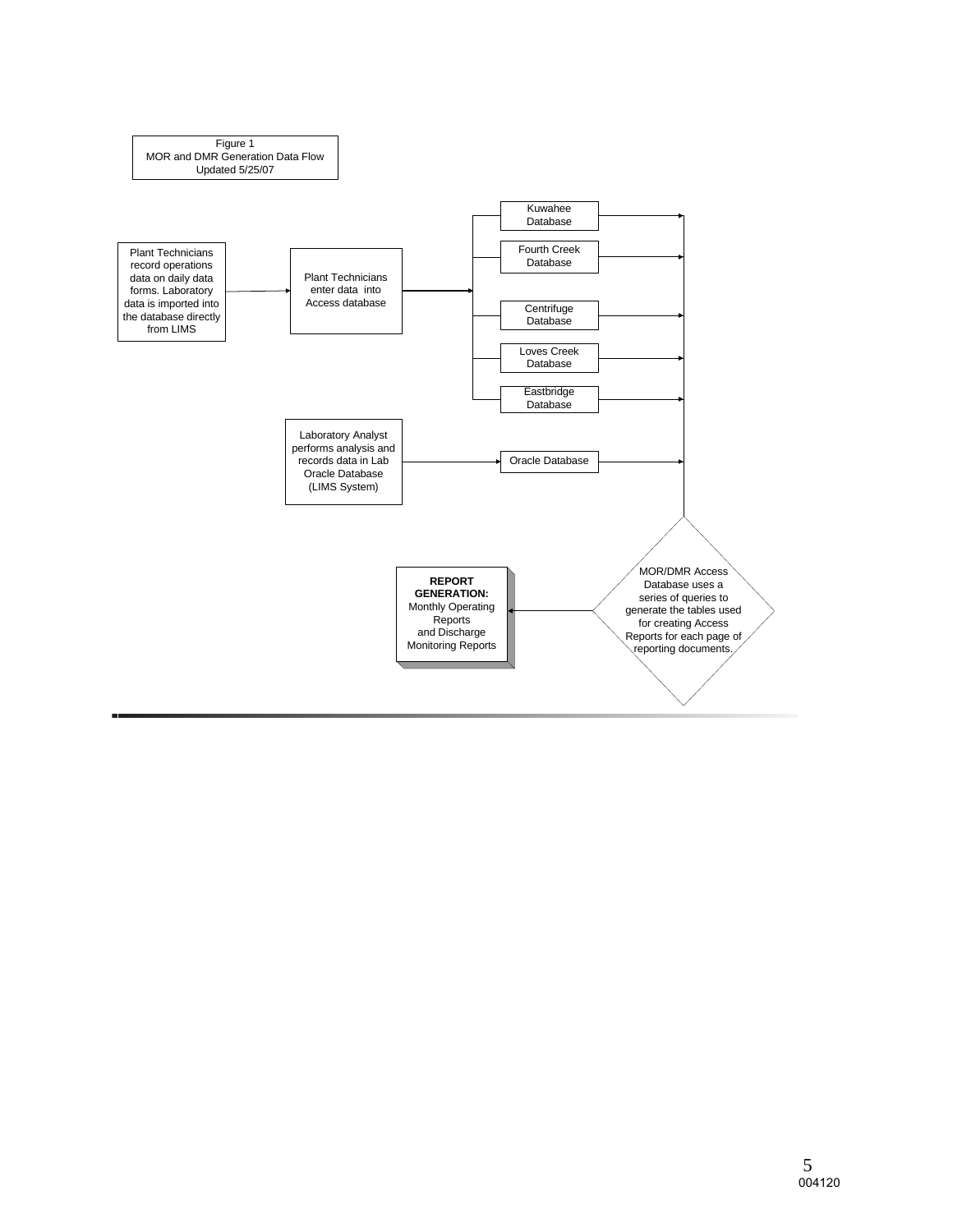Figure 1
MOR and DMR Generation Data Flow
Updated 5/25/07

Plant Technicians record operations data on daily data forms. Laboratory data is imported into the database directly from LIMS

Plant Technicians enter data into Access database

Kuwahee Database

Fourth Creek Database

Centrifuge Database

Loves Creek Database

Eastbridge Database

Laboratory Analyst performs analysis and records data in Lab Oracle Database (LIMS System)

Oracle Database

MOR/DMR Access Database uses a series of queries to generate the tables used for creating Access Reports for each page of reporting documents.

**REPORT GENERATION:** Monthly Operating Reports and Discharge Monitoring Reports

004120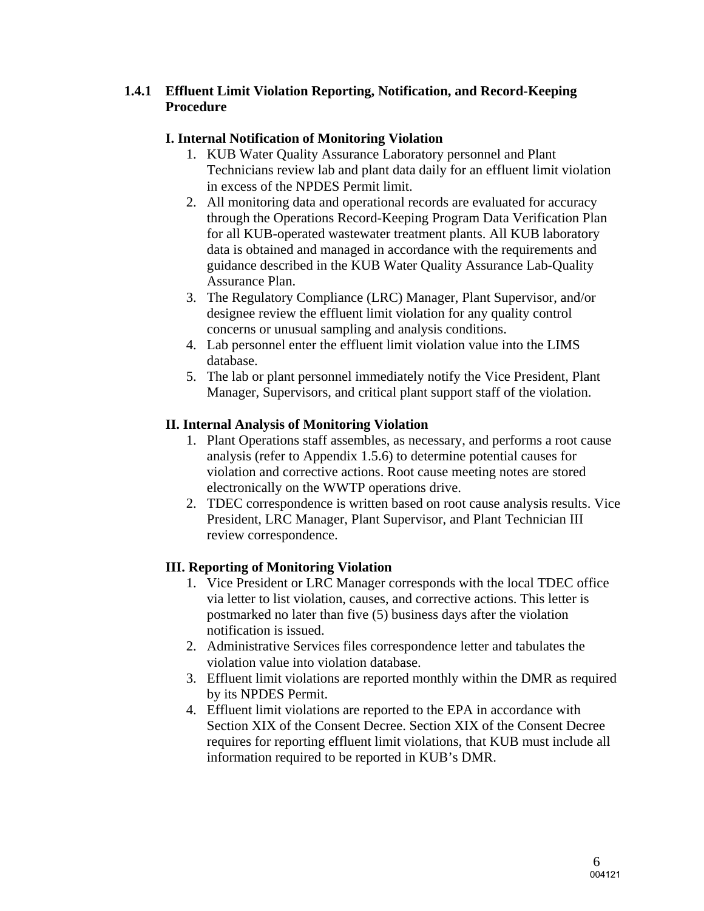### 1.4.1 Effluent Limit Violation Reporting, Notification, and Record-Keeping Procedure

**I. Internal Notification of Monitoring Violation**

1. KUB Water Quality Assurance Laboratory personnel and Plant Technicians review lab and plant data daily for an effluent limit violation in excess of the NPDES Permit limit.
2. All monitoring data and operational records are evaluated for accuracy through the Operations Record-Keeping Program Data Verification Plan for all KUB-operated wastewater treatment plants. All KUB laboratory data is obtained and managed in accordance with the requirements and guidance described in the KUB Water Quality Assurance Lab-Quality Assurance Plan.
3. The Regulatory Compliance (LRC) Manager, Plant Supervisor, and/or designee review the effluent limit violation for any quality control concerns or unusual sampling and analysis conditions.
4. Lab personnel enter the effluent limit violation value into the LIMS database.
5. The lab or plant personnel immediately notify the Vice President, Plant Manager, Supervisors, and critical plant support staff of the violation.

**II. Internal Analysis of Monitoring Violation**

1. Plant Operations staff assembles, as necessary, and performs a root cause analysis (refer to Appendix 1.5.6) to determine potential causes for violation and corrective actions. Root cause meeting notes are stored electronically on the WWTP operations drive.
2. TDEC correspondence is written based on root cause analysis results. Vice President, LRC Manager, Plant Supervisor, and Plant Technician III review correspondence.

**III. Reporting of Monitoring Violation**

1. Vice President or LRC Manager corresponds with the local TDEC office via letter to list violation, causes, and corrective actions. This letter is postmarked no later than five (5) business days after the violation notification is issued.
2. Administrative Services files correspondence letter and tabulates the violation value into violation database.
3. Effluent limit violations are reported monthly within the DMR as required by its NPDES Permit.
4. Effluent limit violations are reported to the EPA in accordance with Section XIX of the Consent Decree. Section XIX of the Consent Decree requires for reporting effluent limit violations, that KUB must include all information required to be reported in KUB's DMR.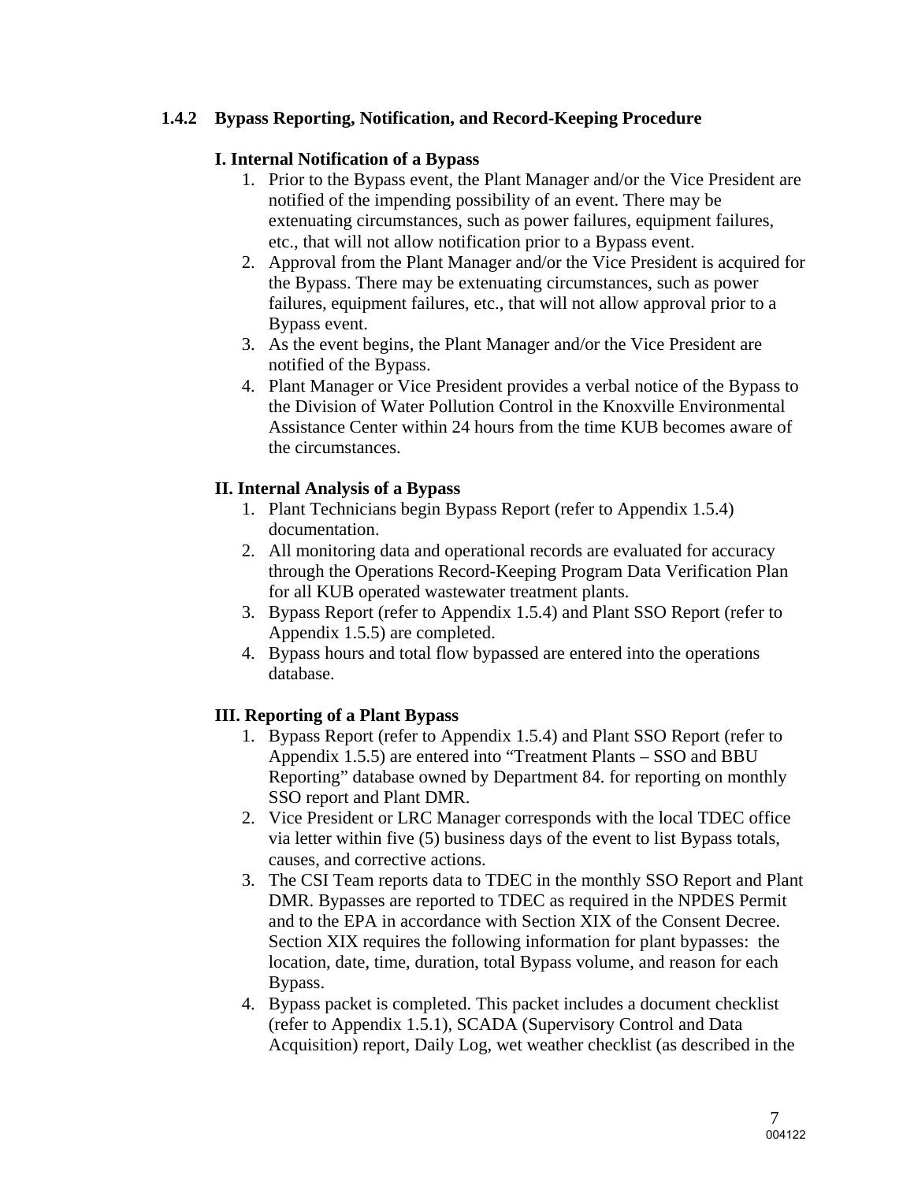### 1.4.2 Bypass Reporting, Notification, and Record-Keeping Procedure

**I. Internal Notification of a Bypass**

1. Prior to the Bypass event, the Plant Manager and/or the Vice President are notified of the impending possibility of an event. There may be extenuating circumstances, such as power failures, equipment failures, etc., that will not allow notification prior to a Bypass event.
2. Approval from the Plant Manager and/or the Vice President is acquired for the Bypass. There may be extenuating circumstances, such as power failures, equipment failures, etc., that will not allow approval prior to a Bypass event.
3. As the event begins, the Plant Manager and/or the Vice President are notified of the Bypass.
4. Plant Manager or Vice President provides a verbal notice of the Bypass to the Division of Water Pollution Control in the Knoxville Environmental Assistance Center within 24 hours from the time KUB becomes aware of the circumstances.

**II. Internal Analysis of a Bypass**

1. Plant Technicians begin Bypass Report (refer to Appendix 1.5.4) documentation.
2. All monitoring data and operational records are evaluated for accuracy through the Operations Record-Keeping Program Data Verification Plan for all KUB operated wastewater treatment plants.
3. Bypass Report (refer to Appendix 1.5.4) and Plant SSO Report (refer to Appendix 1.5.5) are completed.
4. Bypass hours and total flow bypassed are entered into the operations database.

**III. Reporting of a Plant Bypass**

1. Bypass Report (refer to Appendix 1.5.4) and Plant SSO Report (refer to Appendix 1.5.5) are entered into "Treatment Plants – SSO and BBU Reporting" database owned by Department 84. for reporting on monthly SSO report and Plant DMR.
2. Vice President or LRC Manager corresponds with the local TDEC office via letter within five (5) business days of the event to list Bypass totals, causes, and corrective actions.
3. The CSI Team reports data to TDEC in the monthly SSO Report and Plant DMR. Bypasses are reported to TDEC as required in the NPDES Permit and to the EPA in accordance with Section XIX of the Consent Decree. Section XIX requires the following information for plant bypasses: the location, date, time, duration, total Bypass volume, and reason for each Bypass.
4. Bypass packet is completed. This packet includes a document checklist (refer to Appendix 1.5.1), SCADA (Supervisory Control and Data Acquisition) report, Daily Log, wet weather checklist (as described in the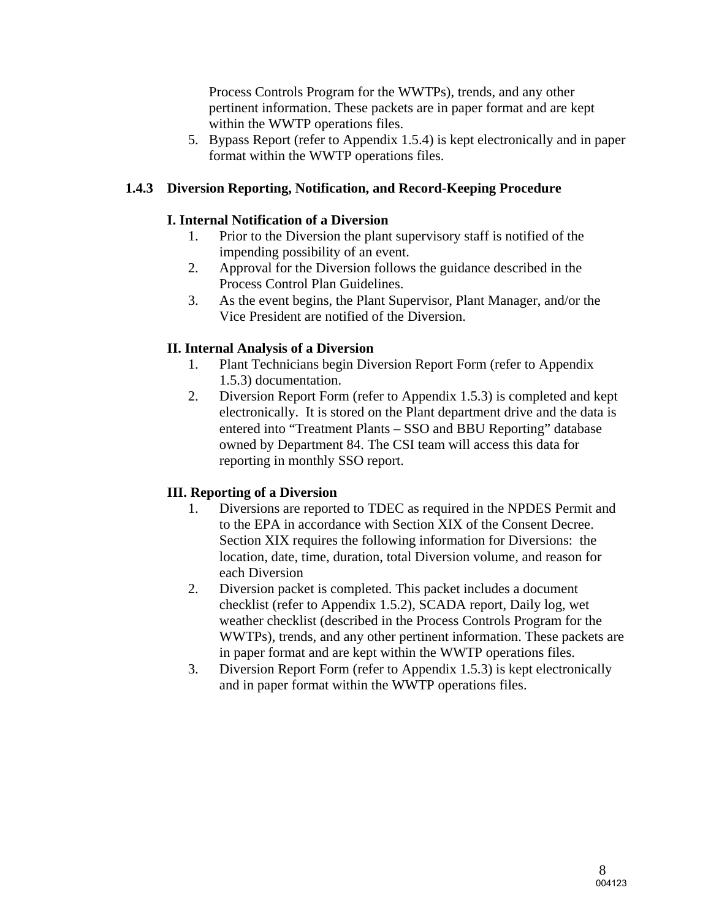Process Controls Program for the WWTPs), trends, and any other pertinent information. These packets are in paper format and are kept within the WWTP operations files.

5. Bypass Report (refer to Appendix 1.5.4) is kept electronically and in paper format within the WWTP operations files.

### 1.4.3 Diversion Reporting, Notification, and Record-Keeping Procedure

**I. Internal Notification of a Diversion**

1. Prior to the Diversion the plant supervisory staff is notified of the impending possibility of an event.
2. Approval for the Diversion follows the guidance described in the Process Control Plan Guidelines.
3. As the event begins, the Plant Supervisor, Plant Manager, and/or the Vice President are notified of the Diversion.

**II. Internal Analysis of a Diversion**

1. Plant Technicians begin Diversion Report Form (refer to Appendix 1.5.3) documentation.
2. Diversion Report Form (refer to Appendix 1.5.3) is completed and kept electronically. It is stored on the Plant department drive and the data is entered into "Treatment Plants – SSO and BBU Reporting" database owned by Department 84. The CSI team will access this data for reporting in monthly SSO report.

**III. Reporting of a Diversion**

1. Diversions are reported to TDEC as required in the NPDES Permit and to the EPA in accordance with Section XIX of the Consent Decree. Section XIX requires the following information for Diversions: the location, date, time, duration, total Diversion volume, and reason for each Diversion
2. Diversion packet is completed. This packet includes a document checklist (refer to Appendix 1.5.2), SCADA report, Daily log, wet weather checklist (described in the Process Controls Program for the WWTPs), trends, and any other pertinent information. These packets are in paper format and are kept within the WWTP operations files.
3. Diversion Report Form (refer to Appendix 1.5.3) is kept electronically and in paper format within the WWTP operations files.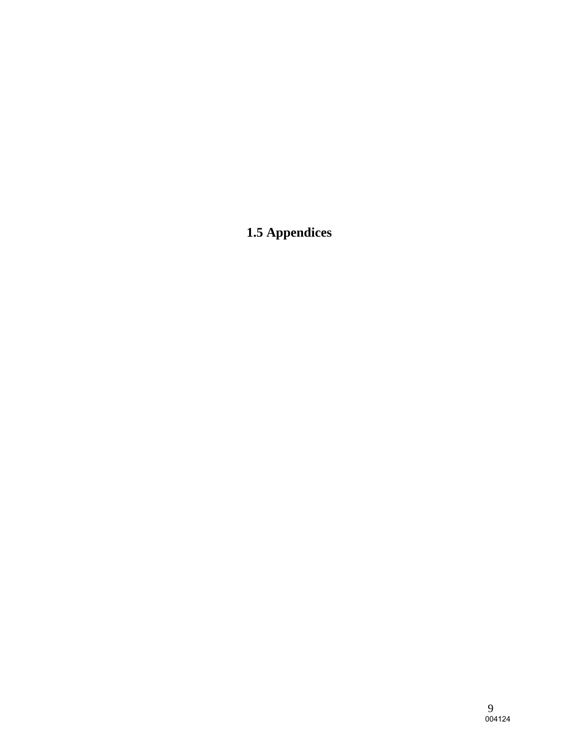# 1.5 Appendices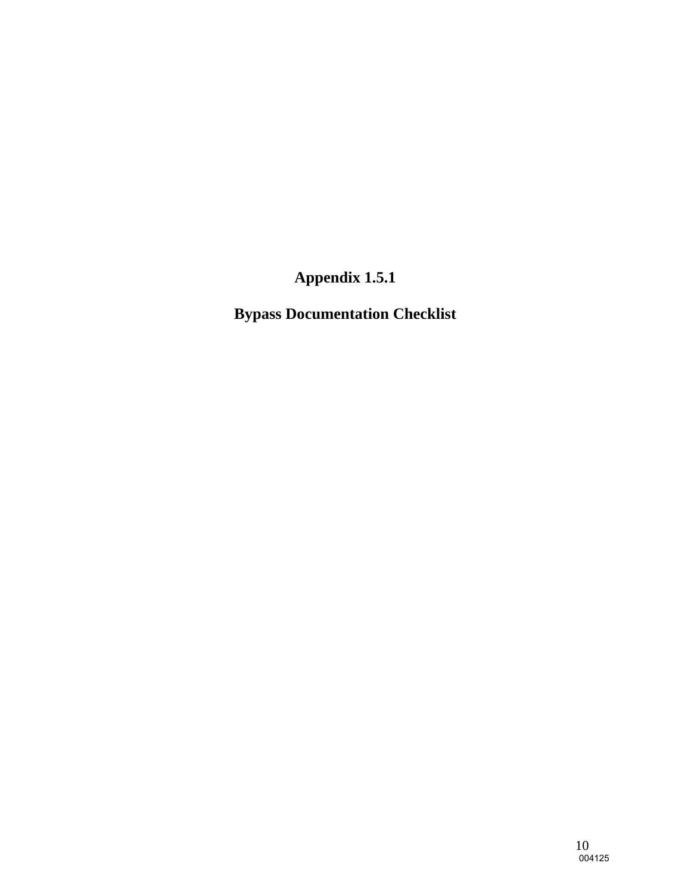# Appendix 1.5.1

## Bypass Documentation Checklist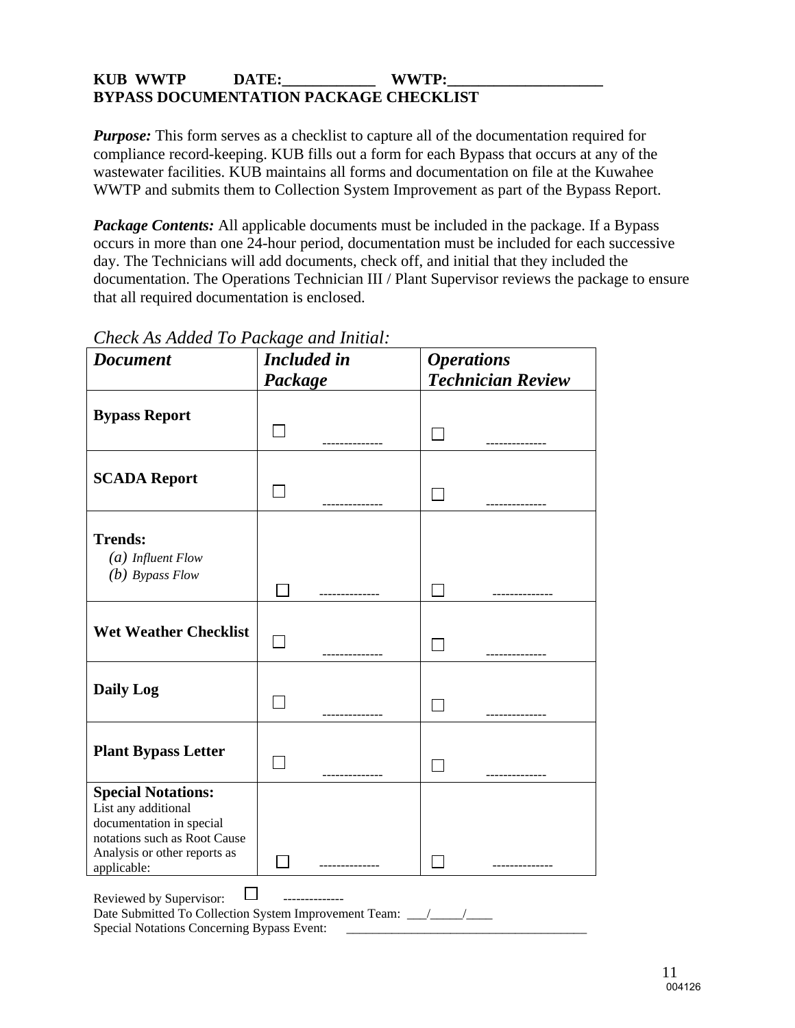**KUB WWTP DATE:____________ WWTP:____________________**
**BYPASS DOCUMENTATION PACKAGE CHECKLIST**

***Purpose:*** This form serves as a checklist to capture all of the documentation required for compliance record-keeping. KUB fills out a form for each Bypass that occurs at any of the wastewater facilities. KUB maintains all forms and documentation on file at the Kuwahee WWTP and submits them to Collection System Improvement as part of the Bypass Report.

***Package Contents:*** All applicable documents must be included in the package. If a Bypass occurs in more than one 24-hour period, documentation must be included for each successive day. The Technicians will add documents, check off, and initial that they included the documentation. The Operations Technician III / Plant Supervisor reviews the package to ensure that all required documentation is enclosed.

*Check As Added To Package and Initial:*

| ***Document*** | ***Included in Package*** | ***Operations Technician Review*** |
|---|---|---|
| **Bypass Report** | ☐ -------------- | ☐ -------------- |
| **SCADA Report** | ☐ -------------- | ☐ -------------- |
| **Trends:** (a) *Influent Flow* (b) *Bypass Flow* | ☐ -------------- | ☐ -------------- |
| **Wet Weather Checklist** | ☐ -------------- | ☐ -------------- |
| **Daily Log** | ☐ -------------- | ☐ -------------- |
| **Plant Bypass Letter** | ☐ -------------- | ☐ -------------- |
| **Special Notations:** List any additional documentation in special notations such as Root Cause Analysis or other reports as applicable: | ☐ -------------- | ☐ -------------- |

Reviewed by Supervisor: ☐ --------------
Date Submitted To Collection System Improvement Team: ___/_____/____
Special Notations Concerning Bypass Event: _____________________________________

004126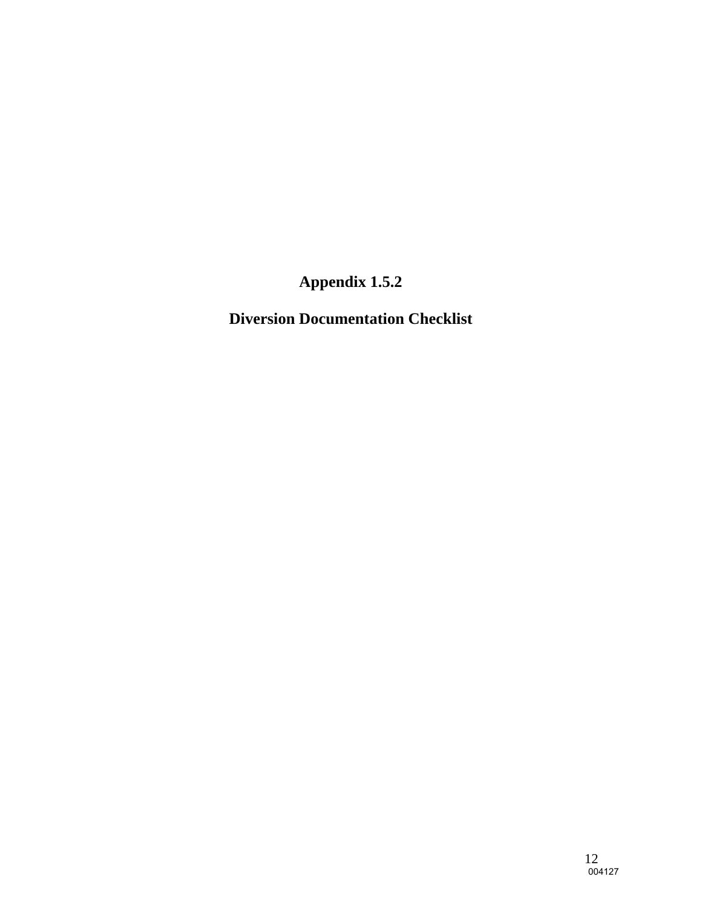# Appendix 1.5.2

## Diversion Documentation Checklist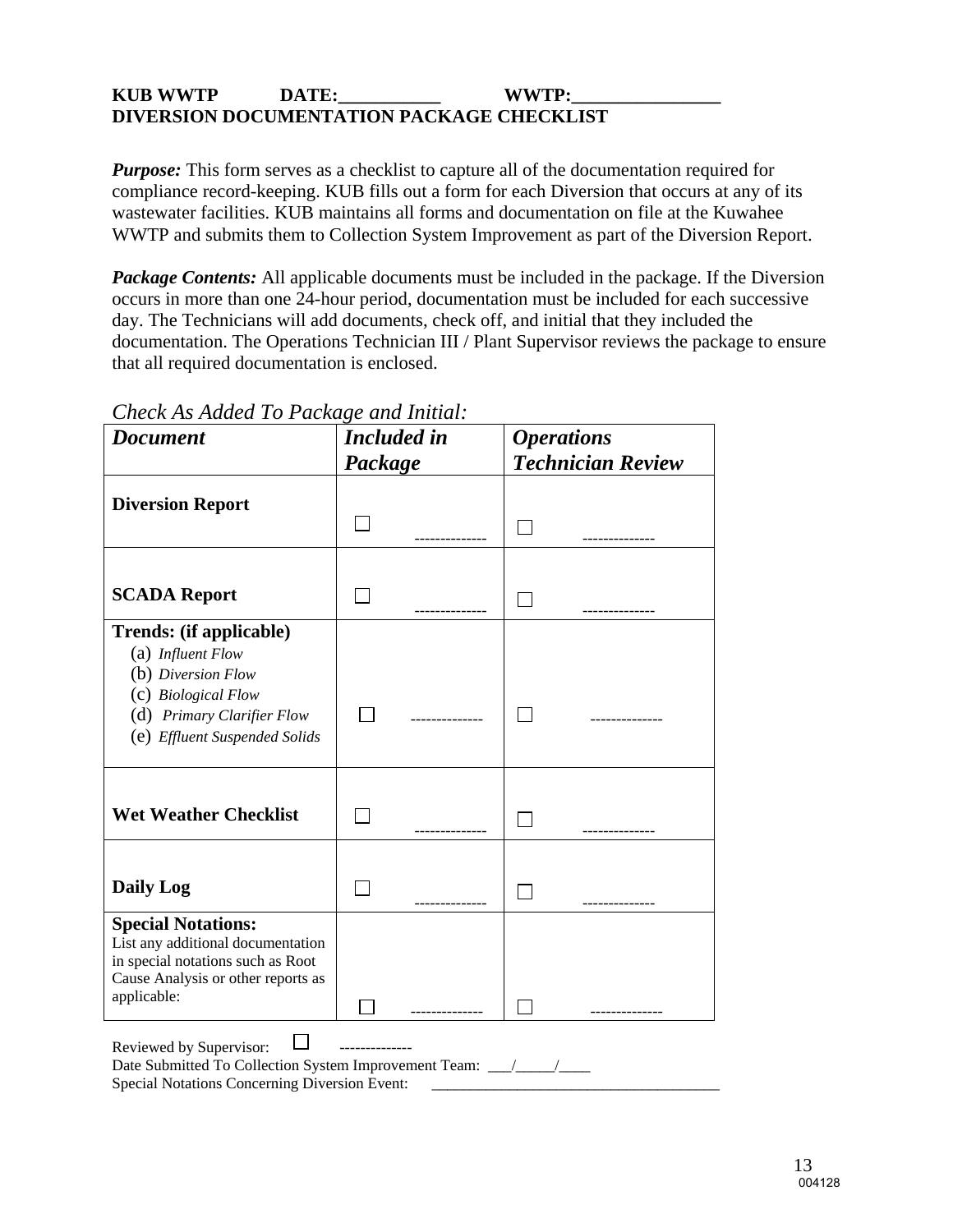**KUB WWTP DATE:___________ WWTP:________________**
**DIVERSION DOCUMENTATION PACKAGE CHECKLIST**

***Purpose:*** This form serves as a checklist to capture all of the documentation required for compliance record-keeping. KUB fills out a form for each Diversion that occurs at any of its wastewater facilities. KUB maintains all forms and documentation on file at the Kuwahee WWTP and submits them to Collection System Improvement as part of the Diversion Report.

***Package Contents:*** All applicable documents must be included in the package. If the Diversion occurs in more than one 24-hour period, documentation must be included for each successive day. The Technicians will add documents, check off, and initial that they included the documentation. The Operations Technician III / Plant Supervisor reviews the package to ensure that all required documentation is enclosed.

*Check As Added To Package and Initial:*

| ***Document*** | ***Included in Package*** | ***Operations Technician Review*** |
|---|---|---|
| **Diversion Report** | ☐ -------------- | ☐ -------------- |
| **SCADA Report** | ☐ -------------- | ☐ -------------- |
| **Trends: (if applicable)**<br>(a) *Influent Flow*<br>(b) *Diversion Flow*<br>(c) *Biological Flow*<br>(d) *Primary Clarifier Flow*<br>(e) *Effluent Suspended Solids* | ☐ -------------- | ☐ -------------- |
| **Wet Weather Checklist** | ☐ -------------- | ☐ -------------- |
| **Daily Log** | ☐ -------------- | ☐ -------------- |
| **Special Notations:**<br>List any additional documentation in special notations such as Root Cause Analysis or other reports as applicable: | ☐ -------------- | ☐ -------------- |

Reviewed by Supervisor: ☐ --------------

Date Submitted To Collection System Improvement Team: ___/_____/____

Special Notations Concerning Diversion Event: ____________________________________

004128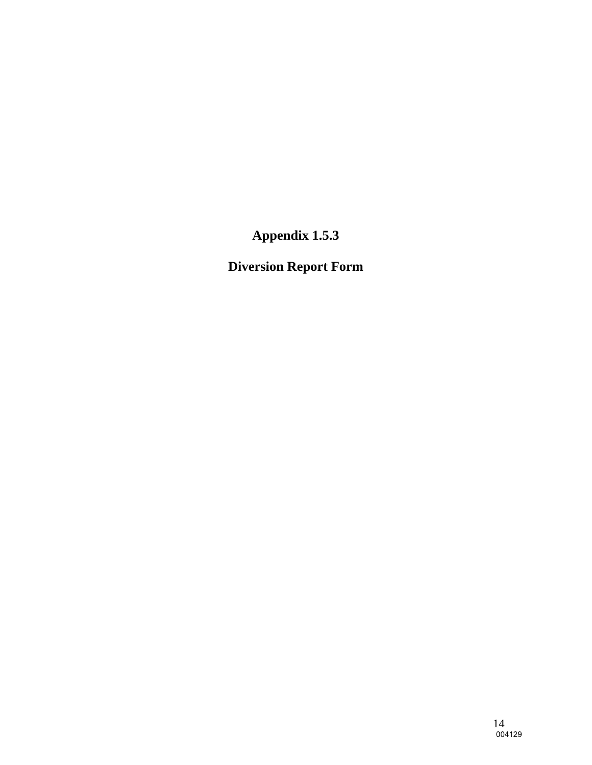# Appendix 1.5.3

# Diversion Report Form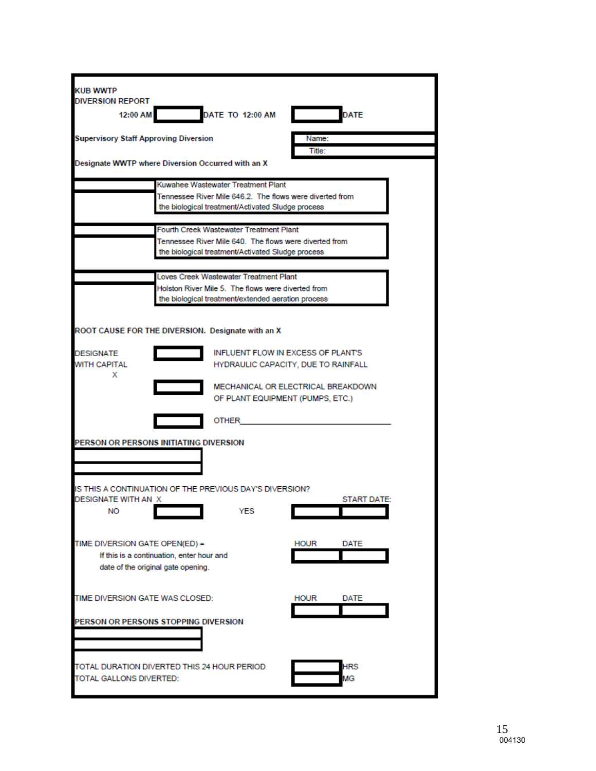**KUB WWTP**
**DIVERSION REPORT**

**12:00 AM** ______ **DATE TO 12:00 AM** ______ **DATE**

**Supervisory Staff Approving Diversion**

Name:

Title:

**Designate WWTP where Diversion Occurred with an X**

| | |
|---|---|
| ______ | Kuwahee Wastewater Treatment Plant<br>Tennessee River Mile 646.2. The flows were diverted from the biological treatment/Activated Sludge process |
| ______ | Fourth Creek Wastewater Treatment Plant<br>Tennessee River Mile 640. The flows were diverted from the biological treatment/Activated Sludge process |
| ______ | Loves Creek Wastewater Treatment Plant<br>Holston River Mile 5. The flows were diverted from the biological treatment/extended aeration process |

**ROOT CAUSE FOR THE DIVERSION. Designate with an X**

DESIGNATE WITH CAPITAL X

| | |
|---|---|
| ______ | INFLUENT FLOW IN EXCESS OF PLANT'S HYDRAULIC CAPACITY, DUE TO RAINFALL |
| ______ | MECHANICAL OR ELECTRICAL BREAKDOWN OF PLANT EQUIPMENT (PUMPS, ETC.) |
| ______ | OTHER______________________________ |

**PERSON OR PERSONS INITIATING DIVERSION**

______

______

IS THIS A CONTINUATION OF THE PREVIOUS DAY'S DIVERSION?
DESIGNATE WITH AN X

NO ______ YES ______ START DATE: ______

TIME DIVERSION GATE OPEN(ED) = HOUR ______ DATE ______

If this is a continuation, enter hour and date of the original gate opening.

TIME DIVERSION GATE WAS CLOSED: HOUR ______ DATE ______

**PERSON OR PERSONS STOPPING DIVERSION**

______

______

TOTAL DURATION DIVERTED THIS 24 HOUR PERIOD ______ HRS

TOTAL GALLONS DIVERTED: ______ MG

004130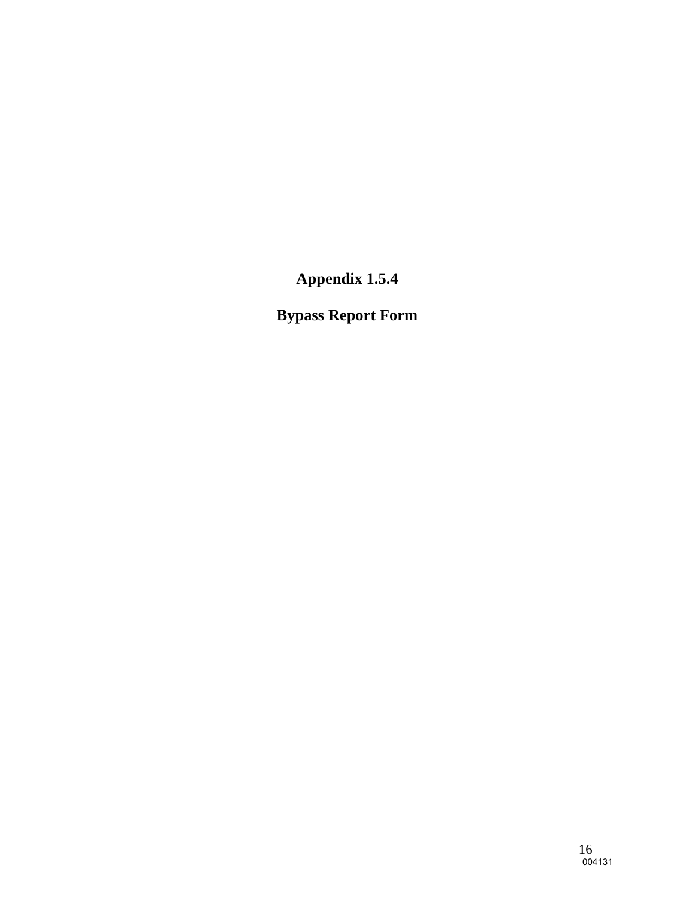# Appendix 1.5.4

# Bypass Report Form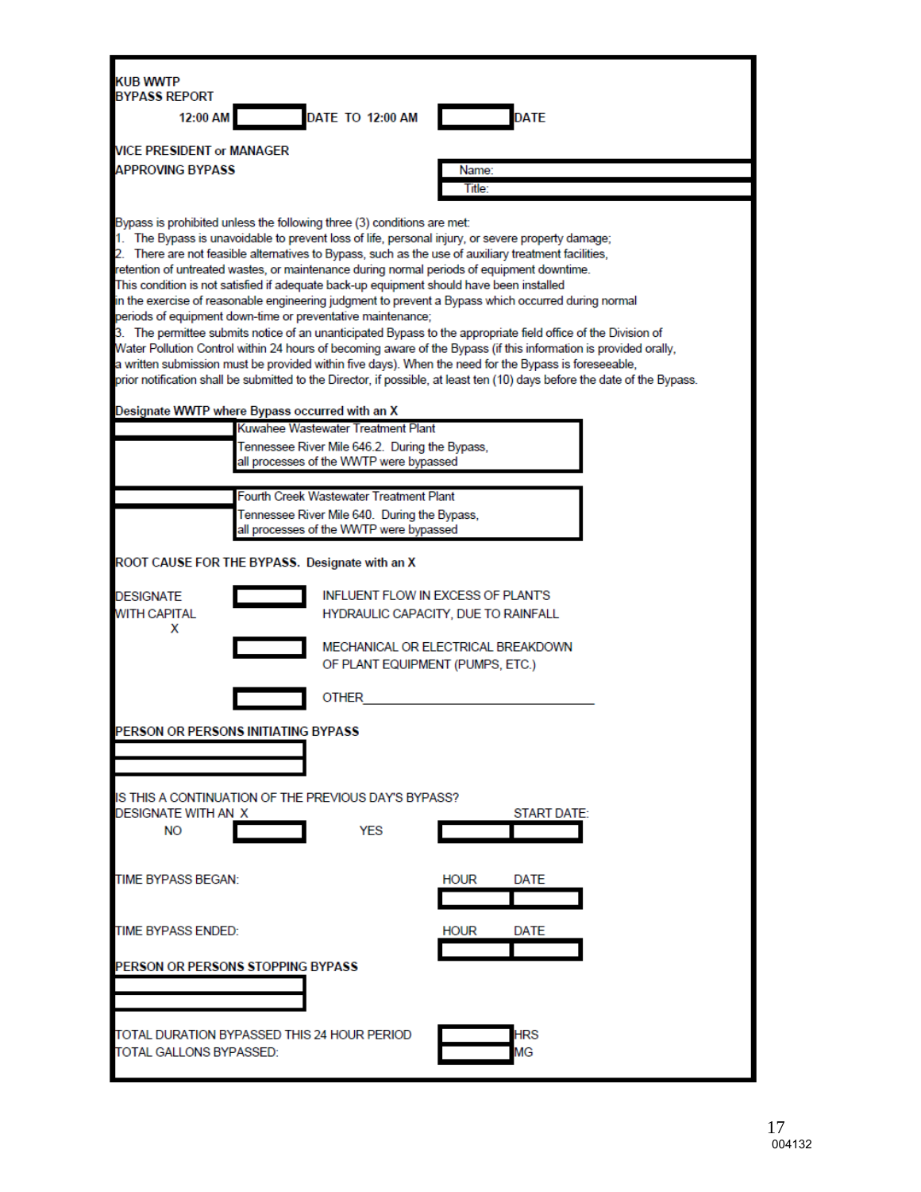KUB WWTP

**BYPASS REPORT**

**12:00 AM** \_\_\_\_\_\_\_\_ **DATE TO 12:00 AM** \_\_\_\_\_\_\_\_ **DATE**

**VICE PRESIDENT or MANAGER**

**APPROVING BYPASS**

| Name: |
|---|
| Title: |

Bypass is prohibited unless the following three (3) conditions are met:

1. The Bypass is unavoidable to prevent loss of life, personal injury, or severe property damage;
2. There are not feasible alternatives to Bypass, such as the use of auxiliary treatment facilities, retention of untreated wastes, or maintenance during normal periods of equipment downtime. This condition is not satisfied if adequate back-up equipment should have been installed in the exercise of reasonable engineering judgment to prevent a Bypass which occurred during normal periods of equipment down-time or preventative maintenance;
3. The permittee submits notice of an unanticipated Bypass to the appropriate field office of the Division of Water Pollution Control within 24 hours of becoming aware of the Bypass (if this information is provided orally, a written submission must be provided within five days). When the need for the Bypass is foreseeable, prior notification shall be submitted to the Director, if possible, at least ten (10) days before the date of the Bypass.

**Designate WWTP where Bypass occurred with an X**

| | |
|---|---|
| \_\_\_\_\_\_\_\_ | Kuwahee Wastewater Treatment Plant<br>Tennessee River Mile 646.2. During the Bypass, all processes of the WWTP were bypassed |
| \_\_\_\_\_\_\_\_ | Fourth Creek Wastewater Treatment Plant<br>Tennessee River Mile 640. During the Bypass, all processes of the WWTP were bypassed |

**ROOT CAUSE FOR THE BYPASS. Designate with an X**

DESIGNATE WITH CAPITAL X

| | |
|---|---|
| \_\_\_\_\_\_\_\_ | INFLUENT FLOW IN EXCESS OF PLANT'S HYDRAULIC CAPACITY, DUE TO RAINFALL |
| \_\_\_\_\_\_\_\_ | MECHANICAL OR ELECTRICAL BREAKDOWN OF PLANT EQUIPMENT (PUMPS, ETC.) |
| \_\_\_\_\_\_\_\_ | OTHER\_\_\_\_\_\_\_\_\_\_\_\_\_\_\_\_\_\_\_\_\_\_\_\_\_\_\_\_\_\_\_\_ |

**PERSON OR PERSONS INITIATING BYPASS**

\_\_\_\_\_\_\_\_\_\_\_\_\_\_\_\_\_\_\_\_

\_\_\_\_\_\_\_\_\_\_\_\_\_\_\_\_\_\_\_\_

IS THIS A CONTINUATION OF THE PREVIOUS DAY'S BYPASS?

DESIGNATE WITH AN X

NO \_\_\_\_\_\_\_\_ YES START DATE: \_\_\_\_\_\_\_\_

TIME BYPASS BEGAN: HOUR \_\_\_\_\_\_ DATE \_\_\_\_\_\_

TIME BYPASS ENDED: HOUR \_\_\_\_\_\_ DATE \_\_\_\_\_\_

**PERSON OR PERSONS STOPPING BYPASS**

\_\_\_\_\_\_\_\_\_\_\_\_\_\_\_\_\_\_\_\_

\_\_\_\_\_\_\_\_\_\_\_\_\_\_\_\_\_\_\_\_

TOTAL DURATION BYPASSED THIS 24 HOUR PERIOD \_\_\_\_\_\_\_\_ HRS

TOTAL GALLONS BYPASSED: \_\_\_\_\_\_\_\_ MG

004132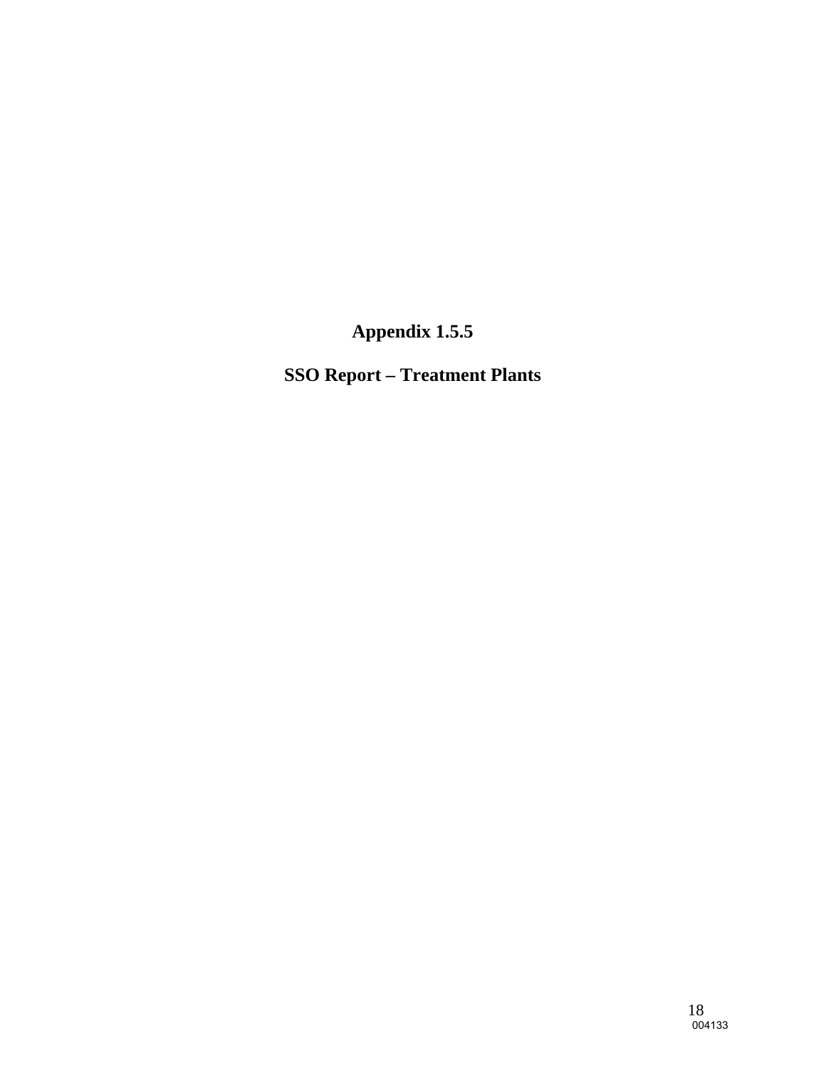# Appendix 1.5.5

# SSO Report – Treatment Plants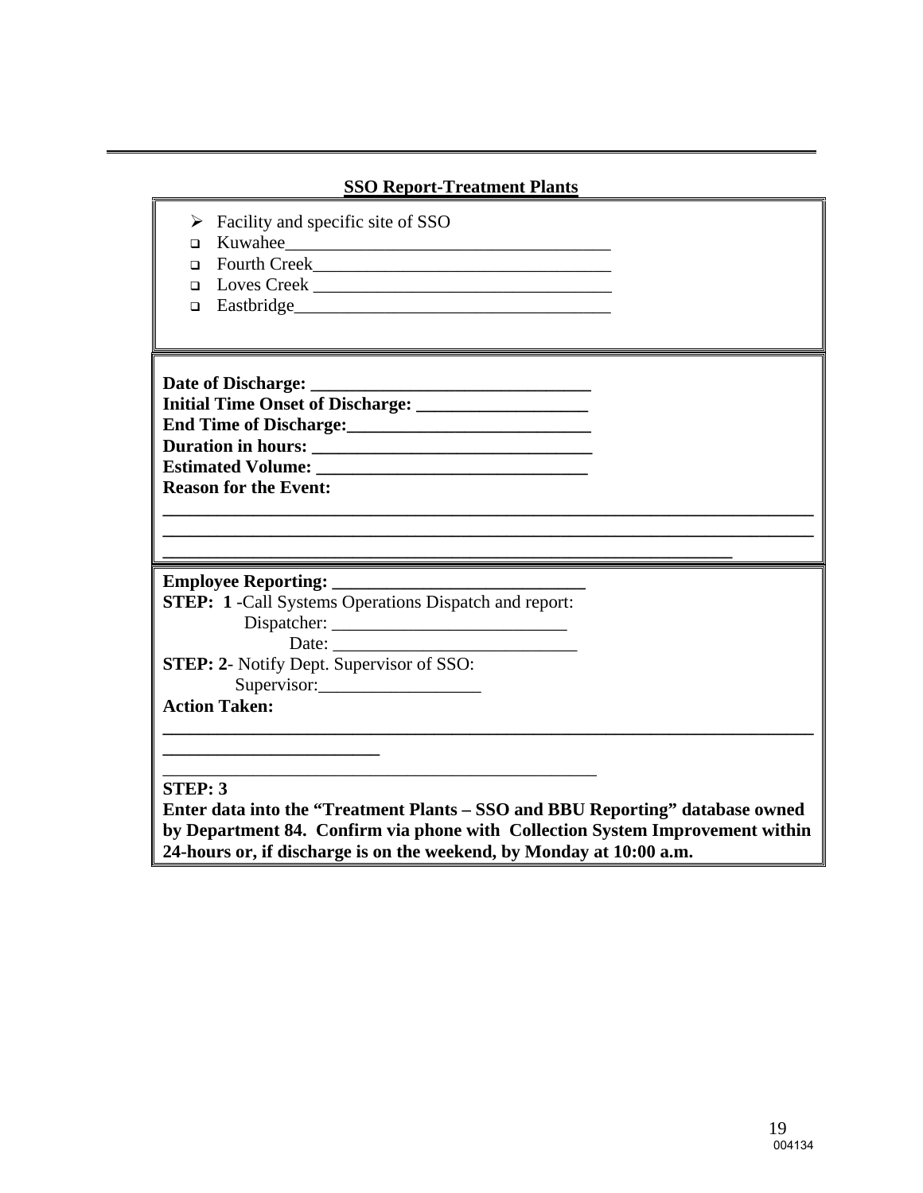## SSO Report-Treatment Plants

- Facility and specific site of SSO
- ☐ Kuwahee___________________________________
- ☐ Fourth Creek________________________________
- ☐ Loves Creek ________________________________
- ☐ Eastbridge__________________________________

**Date of Discharge: _______________________________**
**Initial Time Onset of Discharge: ___________________**
**End Time of Discharge:___________________________**
**Duration in hours: _______________________________**
**Estimated Volume: ______________________________**
**Reason for the Event:**

______________________________________________________________________________
______________________________________________________________________________
__________________________________________________________________

**Employee Reporting: ____________________________**

**STEP: 1** -Call Systems Operations Dispatch and report:

Dispatcher: __________________________

Date: ___________________________

**STEP: 2**- Notify Dept. Supervisor of SSO:

Supervisor:__________________

**Action Taken:**

______________________________________________________________________________
_________________________
__________________________________________________

**STEP: 3**

**Enter data into the "Treatment Plants – SSO and BBU Reporting" database owned by Department 84. Confirm via phone with Collection System Improvement within 24-hours or, if discharge is on the weekend, by Monday at 10:00 a.m.**

004134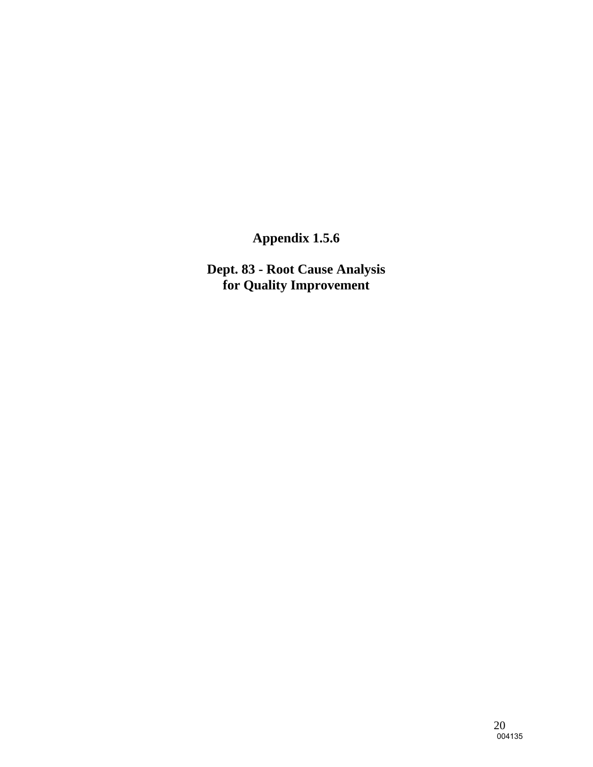# Appendix 1.5.6

## Dept. 83 - Root Cause Analysis for Quality Improvement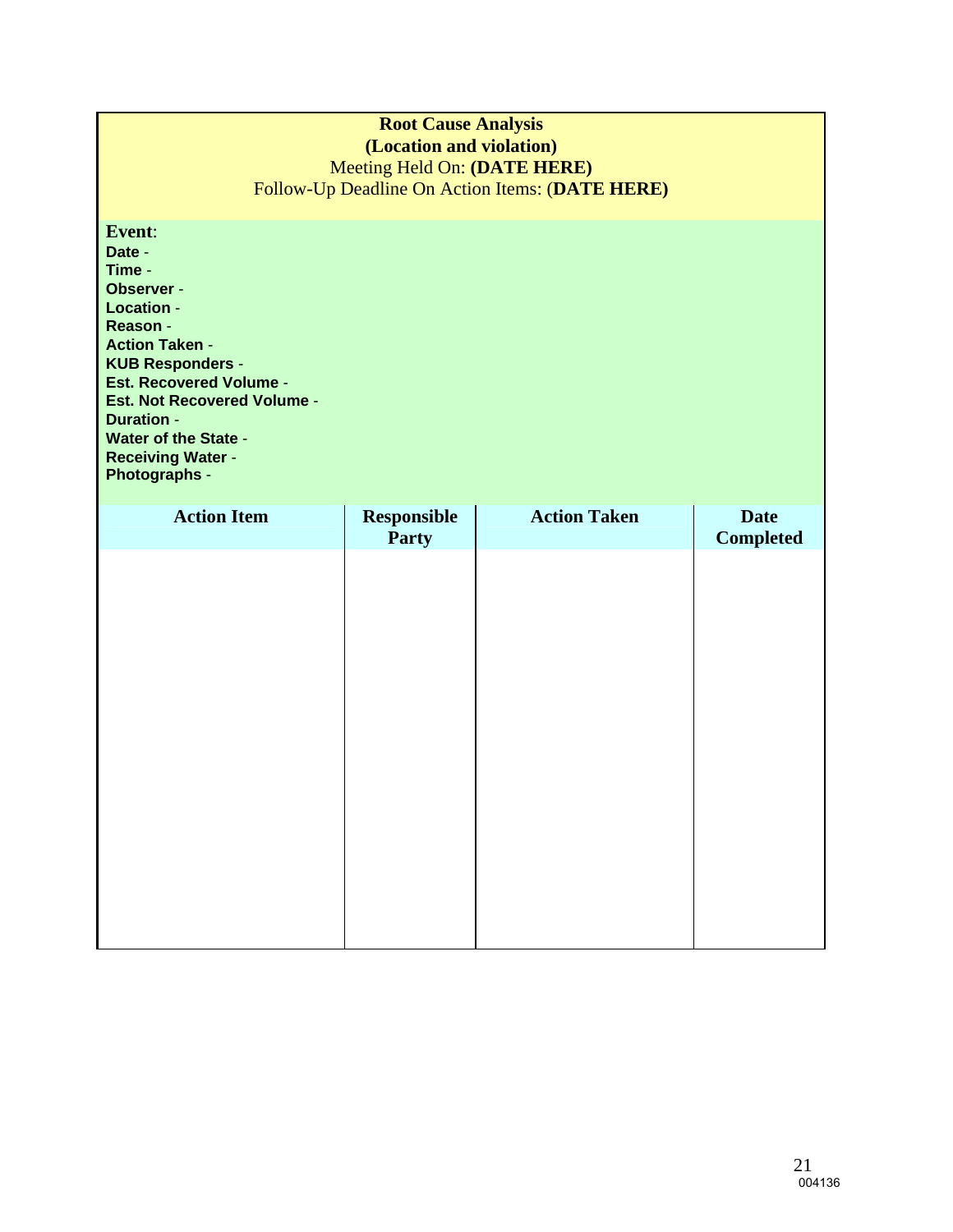**Root Cause Analysis**
**(Location and violation)**
Meeting Held On: **(DATE HERE)**
Follow-Up Deadline On Action Items: (**DATE HERE)**

**Event**:
**Date** -
**Time** -
**Observer** -
**Location** -
**Reason** -
**Action Taken** -
**KUB Responders** -
**Est. Recovered Volume** -
**Est. Not Recovered Volume** -
**Duration** -
**Water of the State** -
**Receiving Water** -
**Photographs** -

| Action Item | Responsible Party | Action Taken | Date Completed |
|---|---|---|---|
| | | | |

004136